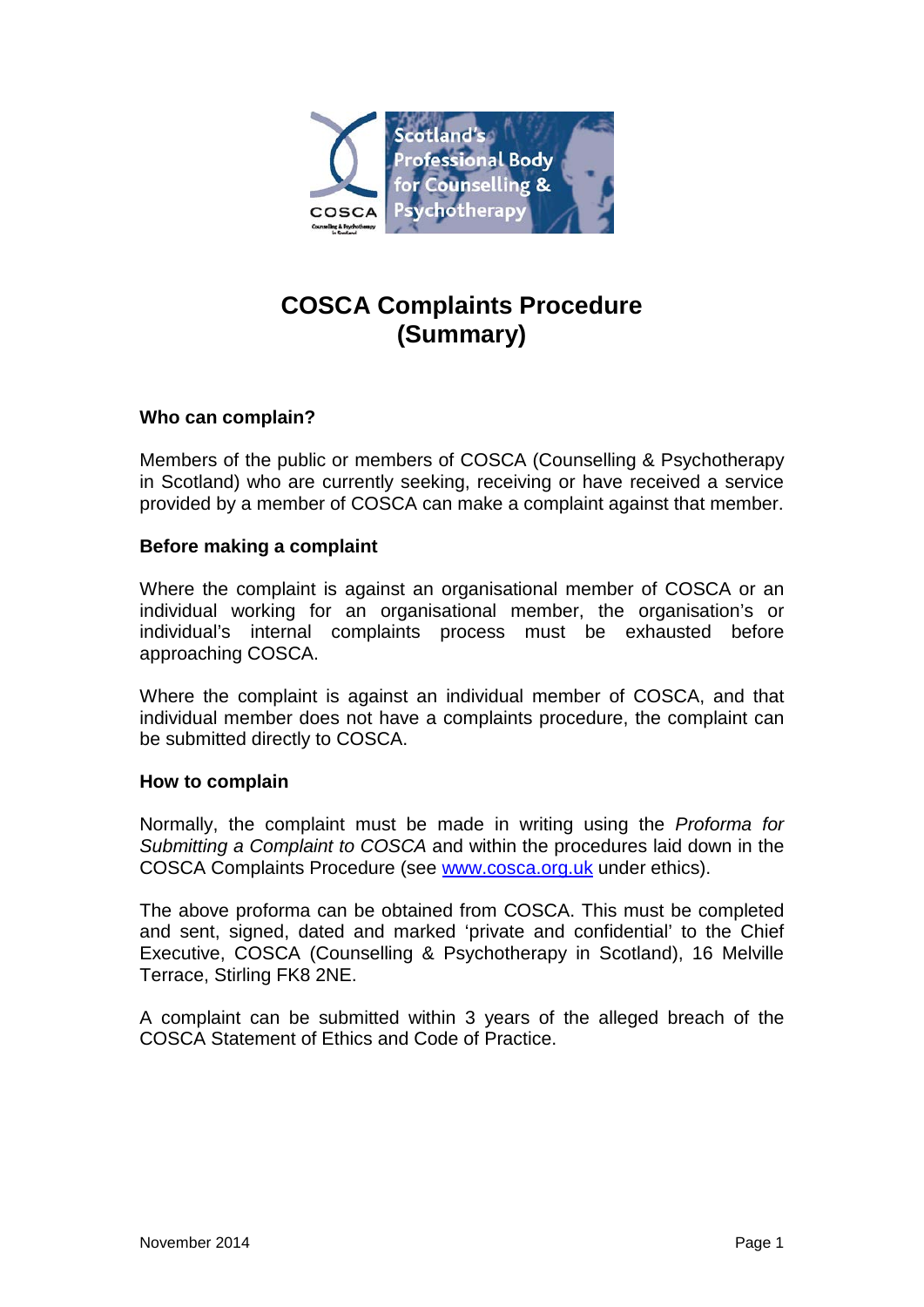# COSCA Complaints Procedure (Summary)

### Who can complain?

Members of the public or members of COSCA (Counselling & Psychotherapy in Scotland) who are currently seeking, receiving or have received a service provided by a member of COSCA can make a complaint against that member.

### Before making a complaint

Where the complaint is against an organisational member of COSCA or an individual working for an organisational member, the organisation's or individual's internal complaints process must be exhausted before approaching COSCA.

Where the complaint is against an individual member of COSCA, and that individual member does not have a complaints procedure, the complaint can be submitted directly to COSCA.

### How to complain

Normally, the complaint must be made in writing using the *Proforma for Submitting a Complaint to COSCA* and within the procedures laid down in the COSCA Complaints Procedure (see [www.cosca.org.uk](http://www.cosca.org.uk) under ethics).

The above proforma can be obtained from COSCA. This must be completed and sent, signed, dated and marked 'private and confidential' to the Chief Executive, COSCA (Counselling & Psychotherapy in Scotland), 16 Melville Terrace, Stirling FK8 2NE.

A complaint can be submitted within 3 years of the alleged breach of the COSCA Statement of Ethics and Code of Practice.

November 2014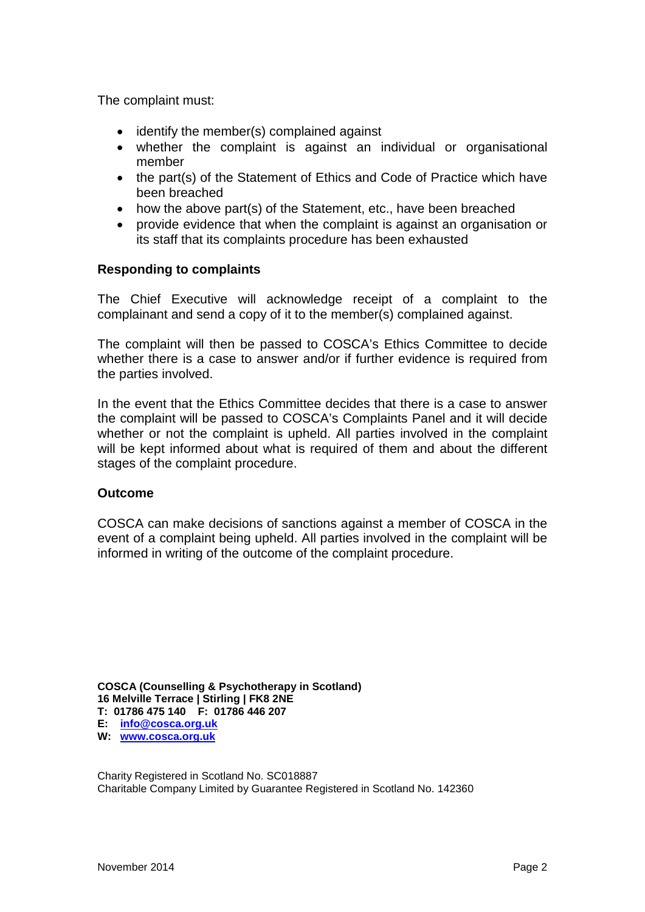The complaint must:

- identify the member(s) complained against
- whether the complaint is against an individual or organisational member
- the part(s) of the Statement of Ethics and Code of Practice which have been breached
- how the above part(s) of the Statement, etc., have been breached
- provide evidence that when the complaint is against an organisation or its staff that its complaints procedure has been exhausted

## Responding to complaints

The Chief Executive will acknowledge receipt of a complaint to the complainant and send a copy of it to the member(s) complained against.

The complaint will then be passed to COSCA's Ethics Committee to decide whether there is a case to answer and/or if further evidence is required from the parties involved.

In the event that the Ethics Committee decides that there is a case to answer the complaint will be passed to COSCA's Complaints Panel and it will decide whether or not the complaint is upheld. All parties involved in the complaint will be kept informed about what is required of them and about the different stages of the complaint procedure.

## Outcome

COSCA can make decisions of sanctions against a member of COSCA in the event of a complaint being upheld. All parties involved in the complaint will be informed in writing of the outcome of the complaint procedure.

**COSCA (Counselling & Psychotherapy in Scotland)**
**16 Melville Terrace | Stirling | FK8 2NE**
**T: 01786 475 140 F: 01786 446 207**
**E: info@cosca.org.uk**
**W: www.cosca.org.uk**

Charity Registered in Scotland No. SC018887
Charitable Company Limited by Guarantee Registered in Scotland No. 142360

November 2014